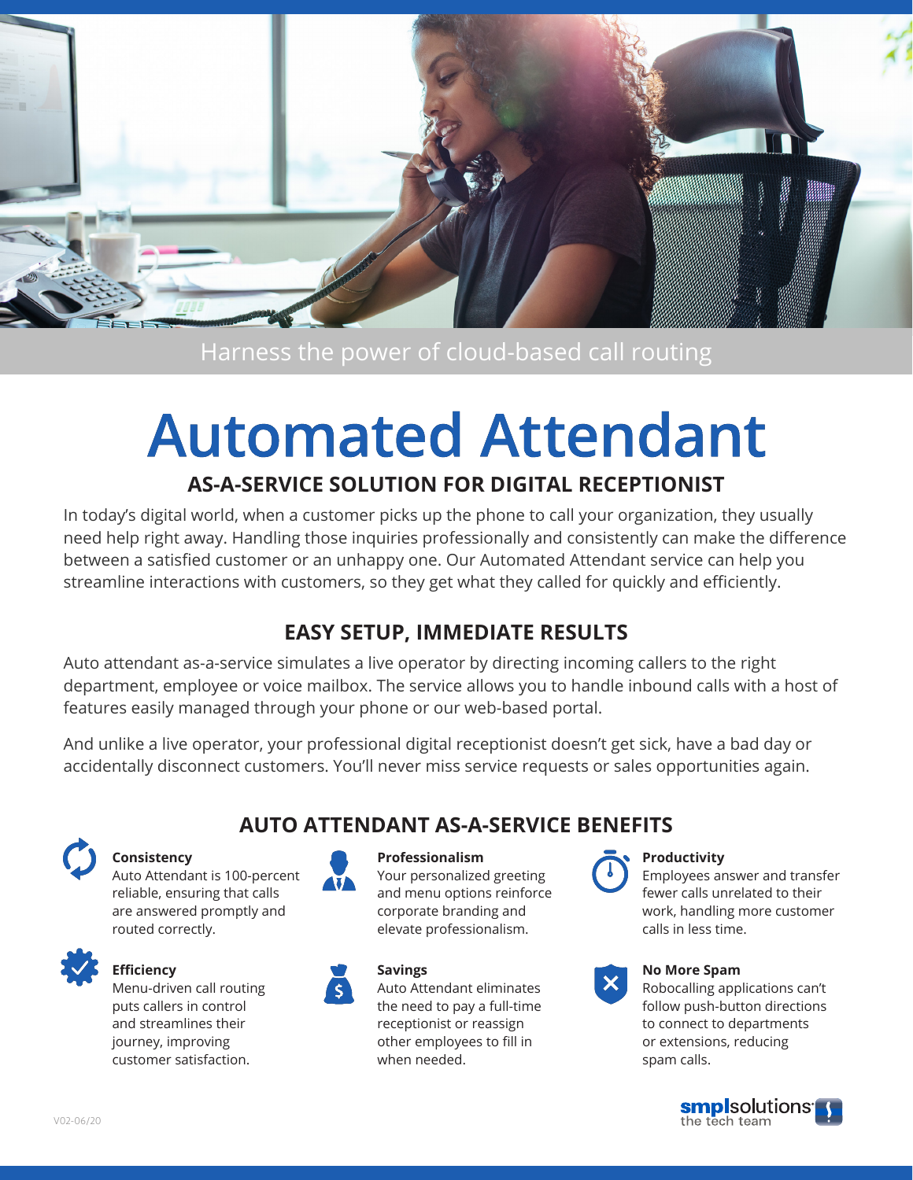Harness the power of cloud-based call routing

# Automated Attendant

## AS-A-SERVICE SOLUTION FOR DIGITAL RECEPTIONIST

In today's digital world, when a customer picks up the phone to call your organization, they usually need help right away. Handling those inquiries professionally and consistently can make the difference between a satisfied customer or an unhappy one. Our Automated Attendant service can help you streamline interactions with customers, so they get what they called for quickly and efficiently.

## EASY SETUP, IMMEDIATE RESULTS

Auto attendant as-a-service simulates a live operator by directing incoming callers to the right department, employee or voice mailbox. The service allows you to handle inbound calls with a host of features easily managed through your phone or our web-based portal.

And unlike a live operator, your professional digital receptionist doesn't get sick, have a bad day or accidentally disconnect customers. You'll never miss service requests or sales opportunities again.

## AUTO ATTENDANT AS-A-SERVICE BENEFITS

**Consistency**
Auto Attendant is 100-percent reliable, ensuring that calls are answered promptly and routed correctly.

**Professionalism**
Your personalized greeting and menu options reinforce corporate branding and elevate professionalism.

**Productivity**
Employees answer and transfer fewer calls unrelated to their work, handling more customer calls in less time.

**Efficiency**
Menu-driven call routing puts callers in control and streamlines their journey, improving customer satisfaction.

**Savings**
Auto Attendant eliminates the need to pay a full-time receptionist or reassign other employees to fill in when needed.

**No More Spam**
Robocalling applications can't follow push-button directions to connect to departments or extensions, reducing spam calls.

V02-06/20

smplsolutions the tech team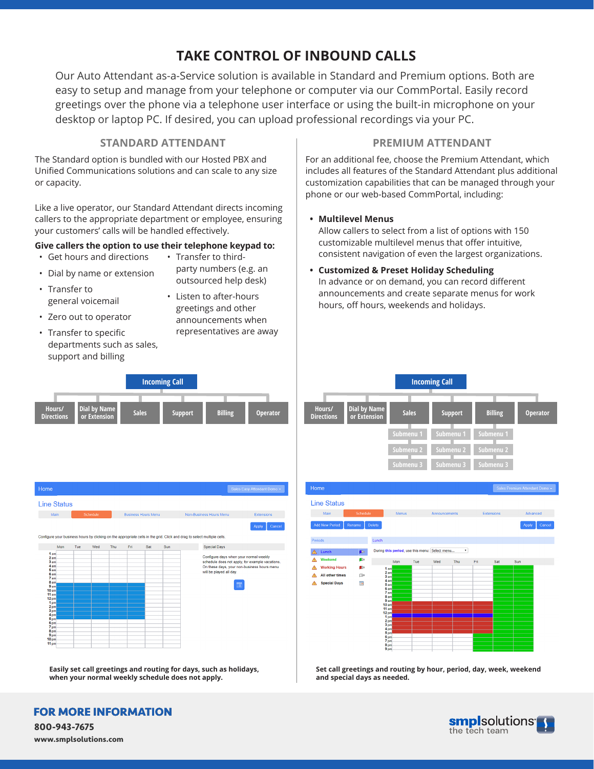# TAKE CONTROL OF INBOUND CALLS

Our Auto Attendant as-a-Service solution is available in Standard and Premium options. Both are easy to setup and manage from your telephone or computer via our CommPortal. Easily record greetings over the phone via a telephone user interface or using the built-in microphone on your desktop or laptop PC. If desired, you can upload professional recordings via your PC.

## STANDARD ATTENDANT

The Standard option is bundled with our Hosted PBX and Unified Communications solutions and can scale to any size or capacity.

Like a live operator, our Standard Attendant directs incoming callers to the appropriate department or employee, ensuring your customers' calls will be handled effectively.

**Give callers the option to use their telephone keypad to:**

- Get hours and directions
- Dial by name or extension
- Transfer to general voicemail
- Zero out to operator
- Transfer to specific departments such as sales, support and billing
- Transfer to third-party numbers (e.g. an outsourced help desk)
- Listen to after-hours greetings and other announcements when representatives are away

Incoming Call

Hours/ Directions | Dial by Name or Extension | Sales | Support | Billing | Operator

**Easily set call greetings and routing for days, such as holidays, when your normal weekly schedule does not apply.**

## PREMIUM ATTENDANT

For an additional fee, choose the Premium Attendant, which includes all features of the Standard Attendant plus additional customization capabilities that can be managed through your phone or our web-based CommPortal, including:

- **Multilevel Menus**
  Allow callers to select from a list of options with 150 customizable multilevel menus that offer intuitive, consistent navigation of even the largest organizations.
- **Customized & Preset Holiday Scheduling**
  In advance or on demand, you can record different announcements and create separate menus for work hours, off hours, weekends and holidays.

Incoming Call

Hours/ Directions | Dial by Name or Extension | Sales | Support | Billing | Operator

Submenu 1 | Submenu 2 | Submenu 3

**Set call greetings and routing by hour, period, day, week, weekend and special days as needed.**

## FOR MORE INFORMATION

**800-943-7675**

**www.smplsolutions.com**

smplsolutions the tech team